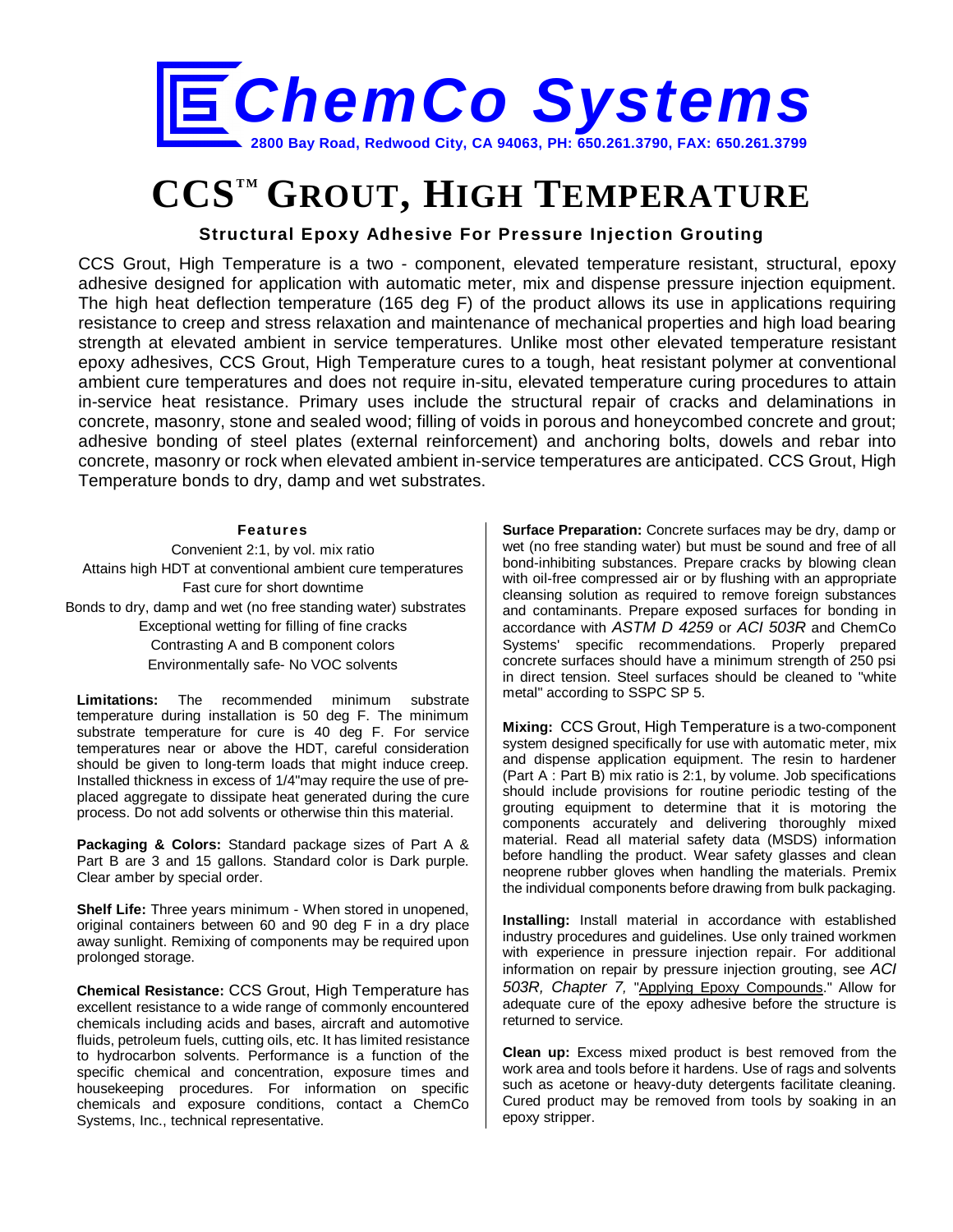# ChemCo Systems

**2800 Bay Road, Redwood City, CA 94063, PH: 650.261.3790, FAX: 650.261.3799**

# CCS™ GROUT, HIGH TEMPERATURE

### Structural Epoxy Adhesive For Pressure Injection Grouting

CCS Grout, High Temperature is a two - component, elevated temperature resistant, structural, epoxy adhesive designed for application with automatic meter, mix and dispense pressure injection equipment. The high heat deflection temperature (165 deg F) of the product allows its use in applications requiring resistance to creep and stress relaxation and maintenance of mechanical properties and high load bearing strength at elevated ambient in service temperatures. Unlike most other elevated temperature resistant epoxy adhesives, CCS Grout, High Temperature cures to a tough, heat resistant polymer at conventional ambient cure temperatures and does not require in-situ, elevated temperature curing procedures to attain in-service heat resistance. Primary uses include the structural repair of cracks and delaminations in concrete, masonry, stone and sealed wood; filling of voids in porous and honeycombed concrete and grout; adhesive bonding of steel plates (external reinforcement) and anchoring bolts, dowels and rebar into concrete, masonry or rock when elevated ambient in-service temperatures are anticipated. CCS Grout, High Temperature bonds to dry, damp and wet substrates.

#### Features

- Convenient 2:1, by vol. mix ratio
- Attains high HDT at conventional ambient cure temperatures
- Fast cure for short downtime
- Bonds to dry, damp and wet (no free standing water) substrates
- Exceptional wetting for filling of fine cracks
- Contrasting A and B component colors
- Environmentally safe- No VOC solvents

**Limitations:** The recommended minimum substrate temperature during installation is 50 deg F. The minimum substrate temperature for cure is 40 deg F. For service temperatures near or above the HDT, careful consideration should be given to long-term loads that might induce creep. Installed thickness in excess of 1/4"may require the use of pre-placed aggregate to dissipate heat generated during the cure process. Do not add solvents or otherwise thin this material.

**Packaging & Colors:** Standard package sizes of Part A & Part B are 3 and 15 gallons. Standard color is Dark purple. Clear amber by special order.

**Shelf Life:** Three years minimum - When stored in unopened, original containers between 60 and 90 deg F in a dry place away sunlight. Remixing of components may be required upon prolonged storage.

**Chemical Resistance:** CCS Grout, High Temperature has excellent resistance to a wide range of commonly encountered chemicals including acids and bases, aircraft and automotive fluids, petroleum fuels, cutting oils, etc. It has limited resistance to hydrocarbon solvents. Performance is a function of the specific chemical and concentration, exposure times and housekeeping procedures. For information on specific chemicals and exposure conditions, contact a ChemCo Systems, Inc., technical representative.

**Surface Preparation:** Concrete surfaces may be dry, damp or wet (no free standing water) but must be sound and free of all bond-inhibiting substances. Prepare cracks by blowing clean with oil-free compressed air or by flushing with an appropriate cleansing solution as required to remove foreign substances and contaminants. Prepare exposed surfaces for bonding in accordance with *ASTM D 4259* or *ACI 503R* and ChemCo Systems' specific recommendations. Properly prepared concrete surfaces should have a minimum strength of 250 psi in direct tension. Steel surfaces should be cleaned to "white metal" according to SSPC SP 5.

**Mixing:** CCS Grout, High Temperature is a two-component system designed specifically for use with automatic meter, mix and dispense application equipment. The resin to hardener (Part A : Part B) mix ratio is 2:1, by volume. Job specifications should include provisions for routine periodic testing of the grouting equipment to determine that it is motoring the components accurately and delivering thoroughly mixed material. Read all material safety data (MSDS) information before handling the product. Wear safety glasses and clean neoprene rubber gloves when handling the materials. Premix the individual components before drawing from bulk packaging.

**Installing:** Install material in accordance with established industry procedures and guidelines. Use only trained workmen with experience in pressure injection repair. For additional information on repair by pressure injection grouting, see *ACI 503R, Chapter 7,* "Applying Epoxy Compounds." Allow for adequate cure of the epoxy adhesive before the structure is returned to service.

**Clean up:** Excess mixed product is best removed from the work area and tools before it hardens. Use of rags and solvents such as acetone or heavy-duty detergents facilitate cleaning. Cured product may be removed from tools by soaking in an epoxy stripper.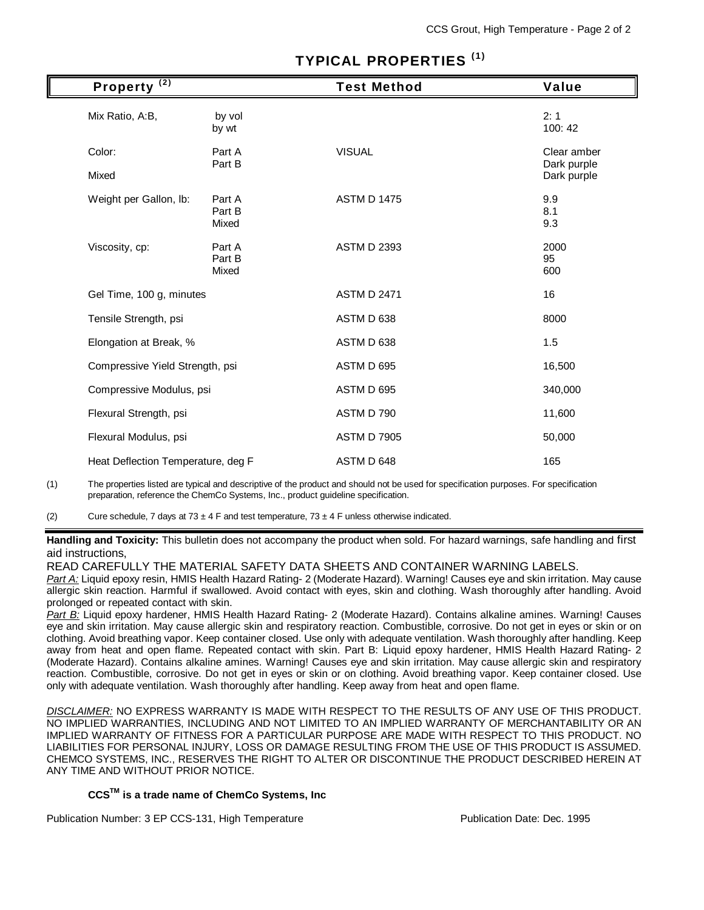## TYPICAL PROPERTIES [(1)]

| Property [(2)] | | Test Method | Value |
|---|---|---|---|
| Mix Ratio, A:B, | by vol | | 2: 1 |
| | by wt | | 100: 42 |
| Color: | Part A | VISUAL | Clear amber |
| | Part B | | Dark purple |
| Mixed | | | Dark purple |
| Weight per Gallon, lb: | Part A | ASTM D 1475 | 9.9 |
| | Part B | | 8.1 |
| | Mixed | | 9.3 |
| Viscosity, cp: | Part A | ASTM D 2393 | 2000 |
| | Part B | | 95 |
| | Mixed | | 600 |
| Gel Time, 100 g, minutes | | ASTM D 2471 | 16 |
| Tensile Strength, psi | | ASTM D 638 | 8000 |
| Elongation at Break, % | | ASTM D 638 | 1.5 |
| Compressive Yield Strength, psi | | ASTM D 695 | 16,500 |
| Compressive Modulus, psi | | ASTM D 695 | 340,000 |
| Flexural Strength, psi | | ASTM D 790 | 11,600 |
| Flexural Modulus, psi | | ASTM D 7905 | 50,000 |
| Heat Deflection Temperature, deg F | | ASTM D 648 | 165 |

(1) The properties listed are typical and descriptive of the product and should not be used for specification purposes. For specification preparation, reference the ChemCo Systems, Inc., product guideline specification.

(2) Cure schedule, 7 days at $73 \pm 4$ F and test temperature, $73 \pm 4$ F unless otherwise indicated.

**Handling and Toxicity:** This bulletin does not accompany the product when sold. For hazard warnings, safe handling and first aid instructions,

READ CAREFULLY THE MATERIAL SAFETY DATA SHEETS AND CONTAINER WARNING LABELS.

*Part A:* Liquid epoxy resin, HMIS Health Hazard Rating- 2 (Moderate Hazard). Warning! Causes eye and skin irritation. May cause allergic skin reaction. Harmful if swallowed. Avoid contact with eyes, skin and clothing. Wash thoroughly after handling. Avoid prolonged or repeated contact with skin.

*Part B:* Liquid epoxy hardener, HMIS Health Hazard Rating- 2 (Moderate Hazard). Contains alkaline amines. Warning! Causes eye and skin irritation. May cause allergic skin and respiratory reaction. Combustible, corrosive. Do not get in eyes or skin or on clothing. Avoid breathing vapor. Keep container closed. Use only with adequate ventilation. Wash thoroughly after handling. Keep away from heat and open flame. Repeated contact with skin. Part B: Liquid epoxy hardener, HMIS Health Hazard Rating- 2 (Moderate Hazard). Contains alkaline amines. Warning! Causes eye and skin irritation. May cause allergic skin and respiratory reaction. Combustible, corrosive. Do not get in eyes or skin or on clothing. Avoid breathing vapor. Keep container closed. Use only with adequate ventilation. Wash thoroughly after handling. Keep away from heat and open flame.

*DISCLAIMER:* NO EXPRESS WARRANTY IS MADE WITH RESPECT TO THE RESULTS OF ANY USE OF THIS PRODUCT. NO IMPLIED WARRANTIES, INCLUDING AND NOT LIMITED TO AN IMPLIED WARRANTY OF MERCHANTABILITY OR AN IMPLIED WARRANTY OF FITNESS FOR A PARTICULAR PURPOSE ARE MADE WITH RESPECT TO THIS PRODUCT. NO LIABILITIES FOR PERSONAL INJURY, LOSS OR DAMAGE RESULTING FROM THE USE OF THIS PRODUCT IS ASSUMED. CHEMCO SYSTEMS, INC., RESERVES THE RIGHT TO ALTER OR DISCONTINUE THE PRODUCT DESCRIBED HEREIN AT ANY TIME AND WITHOUT PRIOR NOTICE.

**CCS™ is a trade name of ChemCo Systems, Inc**

Publication Number: 3 EP CCS-131, High Temperature

Publication Date: Dec. 1995